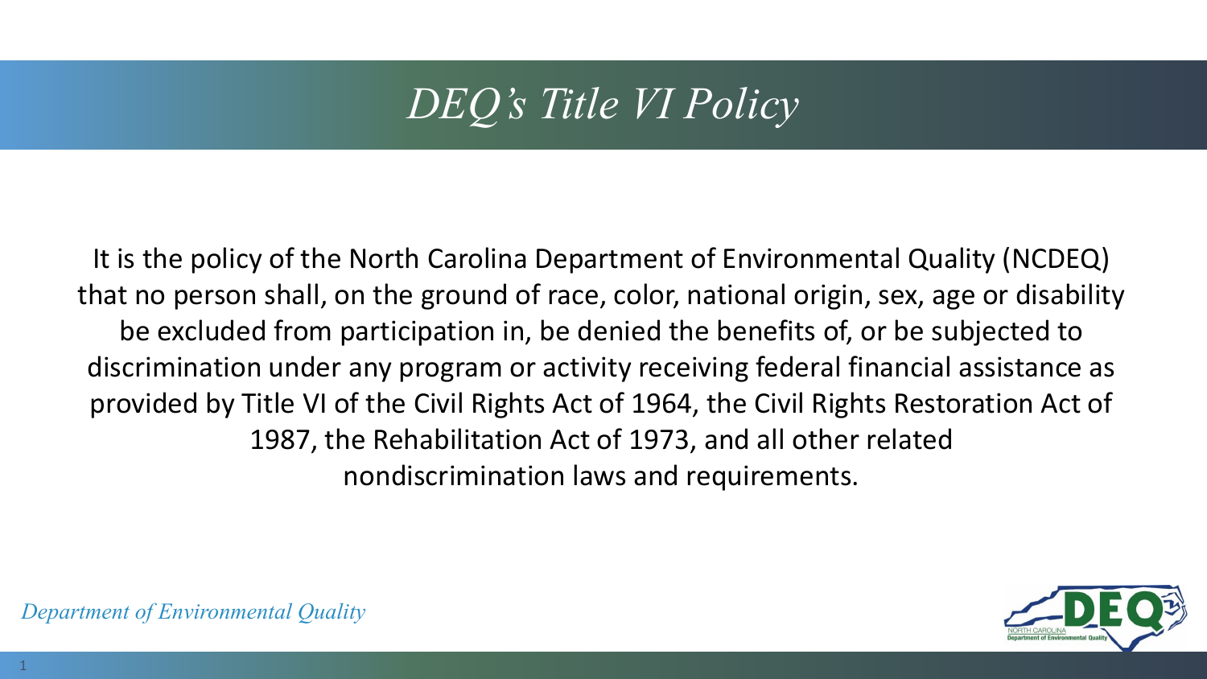# *DEQ's Title VI Policy*

It is the policy of the North Carolina Department of Environmental Quality (NCDEQ) that no person shall, on the ground of race, color, national origin, sex, age or disability be excluded from participation in, be denied the benefits of, or be subjected to discrimination under any program or activity receiving federal financial assistance as provided by Title VI of the Civil Rights Act of 1964, the Civil Rights Restoration Act of 1987, the Rehabilitation Act of 1973, and all other related nondiscrimination laws and requirements.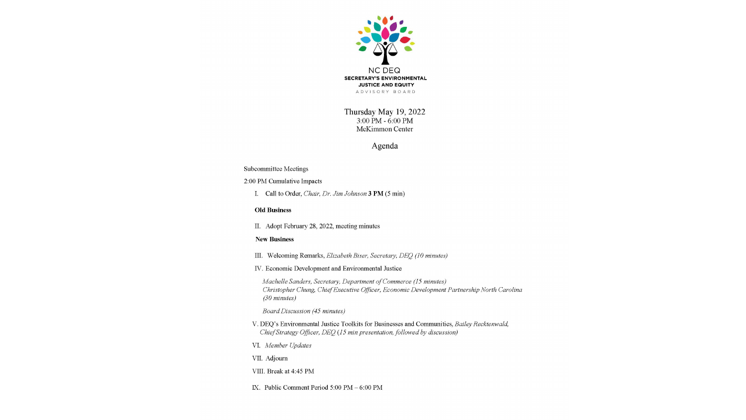NC DEQ
**SECRETARY'S ENVIRONMENTAL JUSTICE AND EQUITY**
ADVISORY BOARD

Thursday May 19, 2022
3:00 PM - 6:00 PM
McKimmon Center

## Agenda

Subcommittee Meetings

2:00 PM Cumulative Impacts

I. Call to Order, *Chair, Dr. Jim Johnson* **3 PM** (5 min)

**Old Business**

II. Adopt February 28, 2022, meeting minutes

**New Business**

III. Welcoming Remarks, *Elizabeth Biser, Secretary, DEQ (10 minutes)*

IV. Economic Development and Environmental Justice

*Machelle Sanders, Secretary, Department of Commerce (15 minutes)*
*Christopher Chung, Chief Executive Officer, Economic Development Partnership North Carolina (30 minutes)*

*Board Discussion (45 minutes)*

V. DEQ's Environmental Justice Toolkits for Businesses and Communities, *Bailey Recktenwald, Chief Strategy Officer, DEQ (15 min presentation, followed by discussion)*

VI. *Member Updates*

VII. Adjourn

VIII. Break at 4:45 PM

IX. Public Comment Period 5:00 PM – 6:00 PM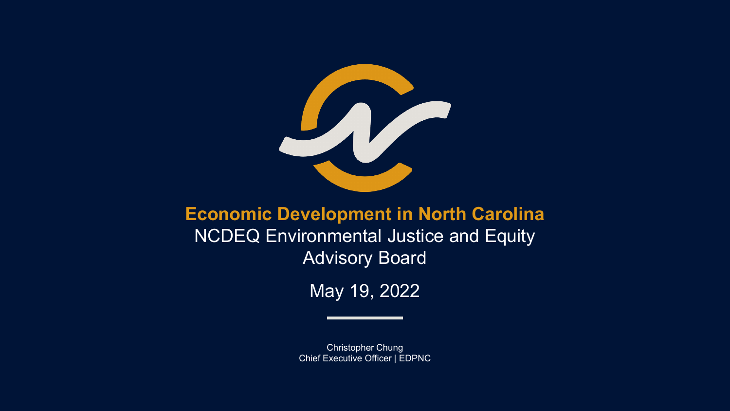# Economic Development in North Carolina

NCDEQ Environmental Justice and Equity Advisory Board

May 19, 2022

Christopher Chung
Chief Executive Officer | EDPNC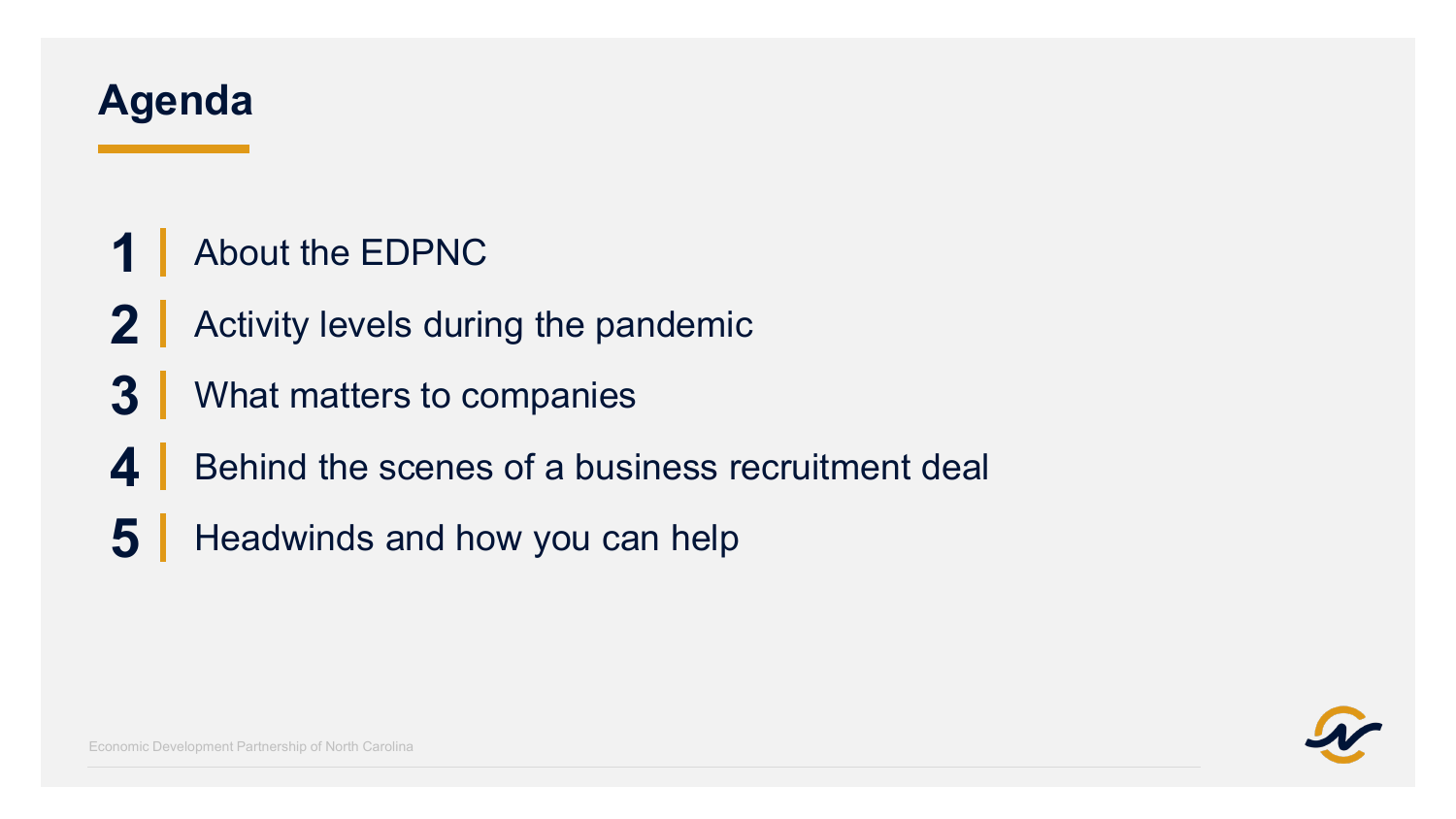# Agenda

1. About the EDPNC
2. Activity levels during the pandemic
3. What matters to companies
4. Behind the scenes of a business recruitment deal
5. Headwinds and how you can help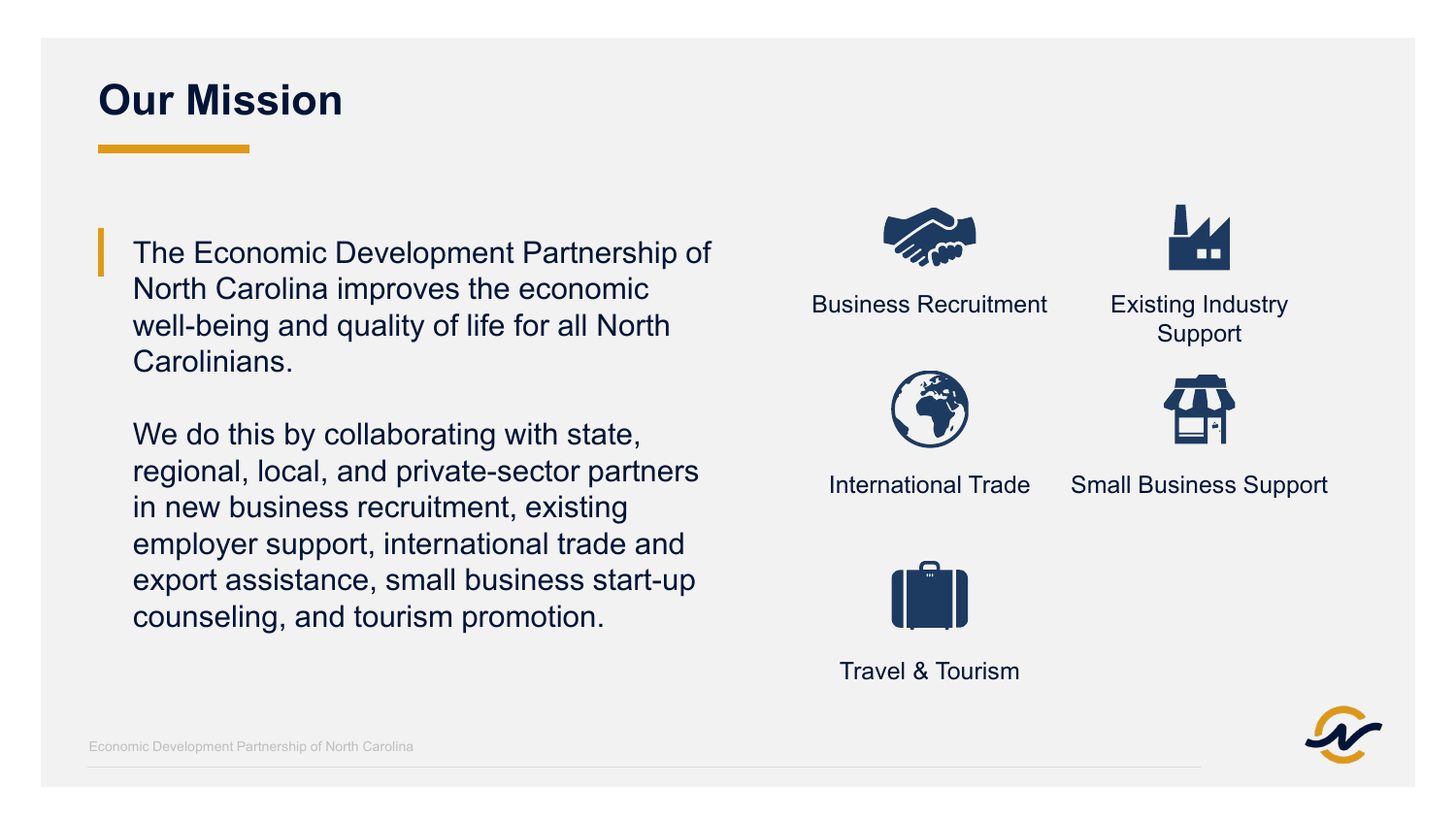# Our Mission

The Economic Development Partnership of North Carolina improves the economic well-being and quality of life for all North Carolinians.

We do this by collaborating with state, regional, local, and private-sector partners in new business recruitment, existing employer support, international trade and export assistance, small business start-up counseling, and tourism promotion.

- Business Recruitment
- Existing Industry Support
- International Trade
- Small Business Support
- Travel & Tourism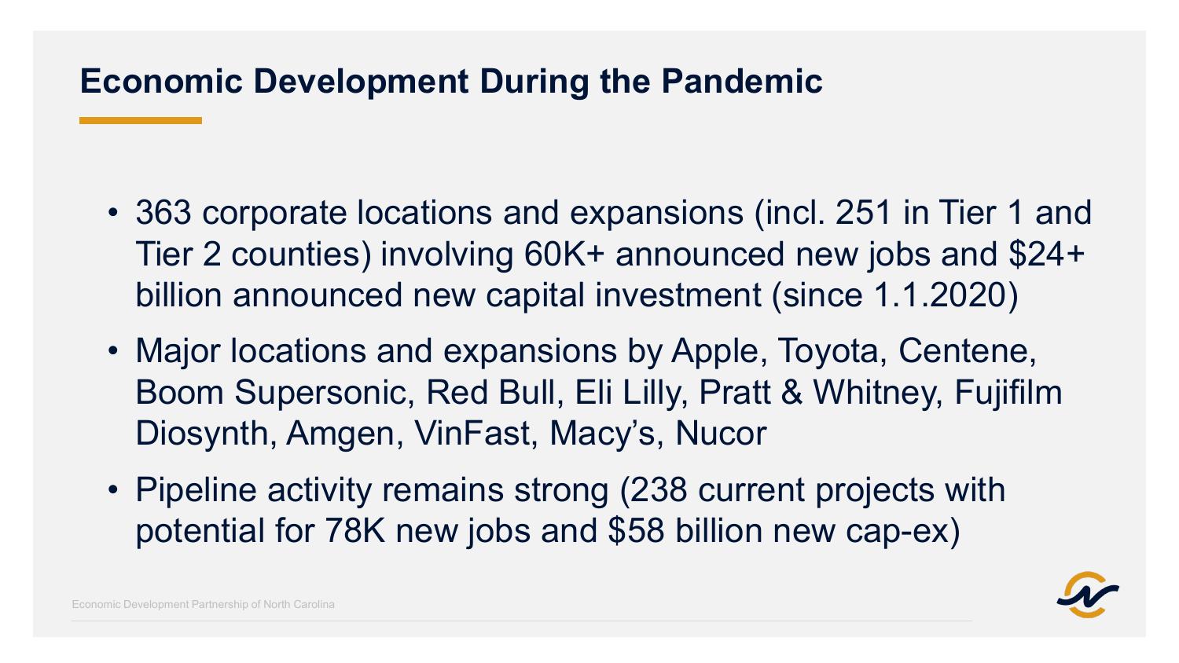# Economic Development During the Pandemic

- 363 corporate locations and expansions (incl. 251 in Tier 1 and Tier 2 counties) involving 60K+ announced new jobs and $24+ billion announced new capital investment (since 1.1.2020)
- Major locations and expansions by Apple, Toyota, Centene, Boom Supersonic, Red Bull, Eli Lilly, Pratt & Whitney, Fujifilm Diosynth, Amgen, VinFast, Macy's, Nucor
- Pipeline activity remains strong (238 current projects with potential for 78K new jobs and $58 billion new cap-ex)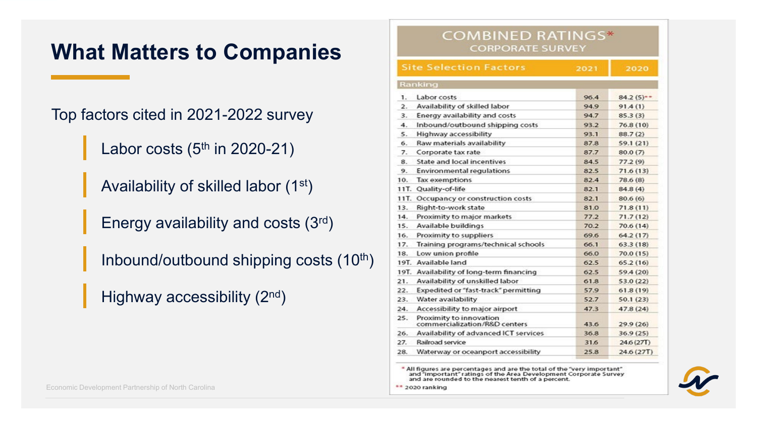# What Matters to Companies

Top factors cited in 2021-2022 survey

- Labor costs (5th in 2020-21)
- Availability of skilled labor (1st)
- Energy availability and costs (3rd)
- Inbound/outbound shipping costs (10th)
- Highway accessibility (2nd)

**COMBINED RATINGS***
**CORPORATE SURVEY**

| Site Selection Factors | 2021 | 2020 |
|---|---|---|
| **Ranking** | | |
| 1. Labor costs | 96.4 | 84.2 (5)** |
| 2. Availability of skilled labor | 94.9 | 91.4 (1) |
| 3. Energy availability and costs | 94.7 | 85.3 (3) |
| 4. Inbound/outbound shipping costs | 93.2 | 76.8 (10) |
| 5. Highway accessibility | 93.1 | 88.7 (2) |
| 6. Raw materials availability | 87.8 | 59.1 (21) |
| 7. Corporate tax rate | 87.7 | 80.0 (7) |
| 8. State and local incentives | 84.5 | 77.2 (9) |
| 9. Environmental regulations | 82.5 | 71.6 (13) |
| 10. Tax exemptions | 82.4 | 78.6 (8) |
| 11T. Quality-of-life | 82.1 | 84.8 (4) |
| 11T. Occupancy or construction costs | 82.1 | 80.6 (6) |
| 13. Right-to-work state | 81.0 | 71.8 (11) |
| 14. Proximity to major markets | 77.2 | 71.7 (12) |
| 15. Available buildings | 70.2 | 70.6 (14) |
| 16. Proximity to suppliers | 69.6 | 64.2 (17) |
| 17. Training programs/technical schools | 66.1 | 63.3 (18) |
| 18. Low union profile | 66.0 | 70.0 (15) |
| 19T. Available land | 62.5 | 65.2 (16) |
| 19T. Availability of long-term financing | 62.5 | 59.4 (20) |
| 21. Availability of unskilled labor | 61.8 | 53.0 (22) |
| 22. Expedited or "fast-track" permitting | 57.9 | 61.8 (19) |
| 23. Water availability | 52.7 | 50.1 (23) |
| 24. Accessibility to major airport | 47.3 | 47.8 (24) |
| 25. Proximity to innovation commercialization/R&D centers | 43.6 | 29.9 (26) |
| 26. Availability of advanced ICT services | 36.8 | 36.9 (25) |
| 27. Railroad service | 31.6 | 24.6 (27T) |
| 28. Waterway or oceanport accessibility | 25.8 | 24.6 (27T) |

* All figures are percentages and are the total of the "very important" and "important" ratings of the Area Development Corporate Survey and are rounded to the nearest tenth of a percent.

** 2020 ranking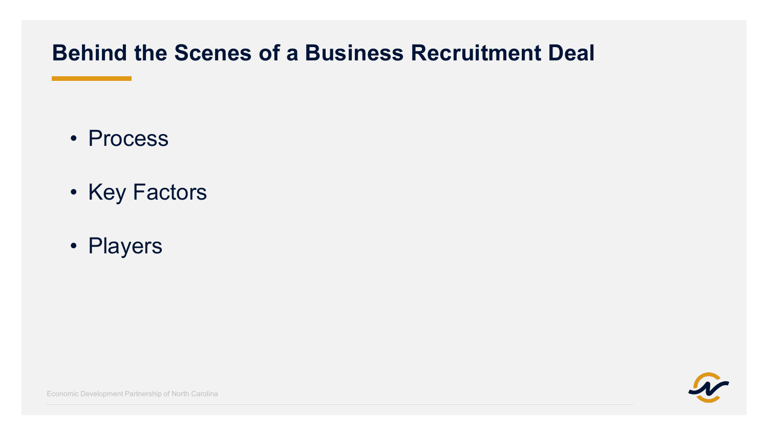# Behind the Scenes of a Business Recruitment Deal

- Process
- Key Factors
- Players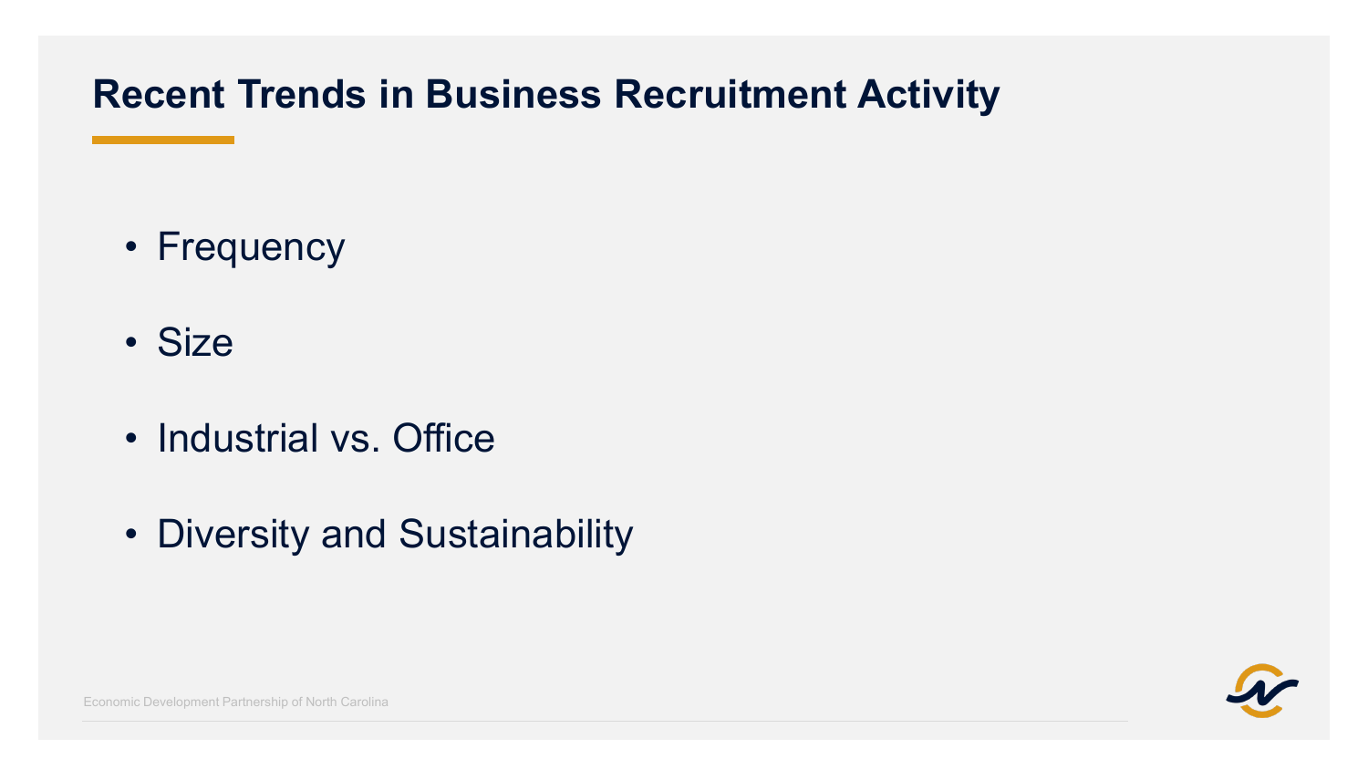# Recent Trends in Business Recruitment Activity

- Frequency
- Size
- Industrial vs. Office
- Diversity and Sustainability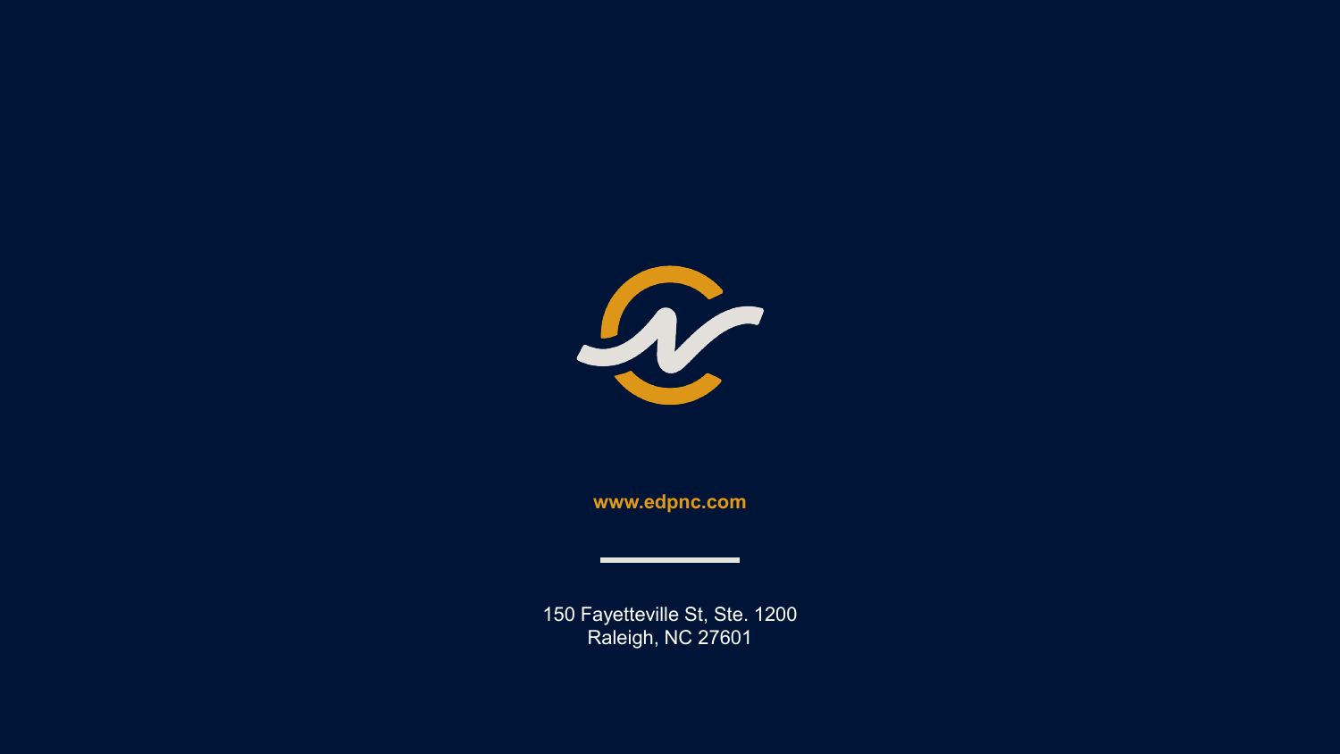**www.edpnc.com**

150 Fayetteville St, Ste. 1200
Raleigh, NC 27601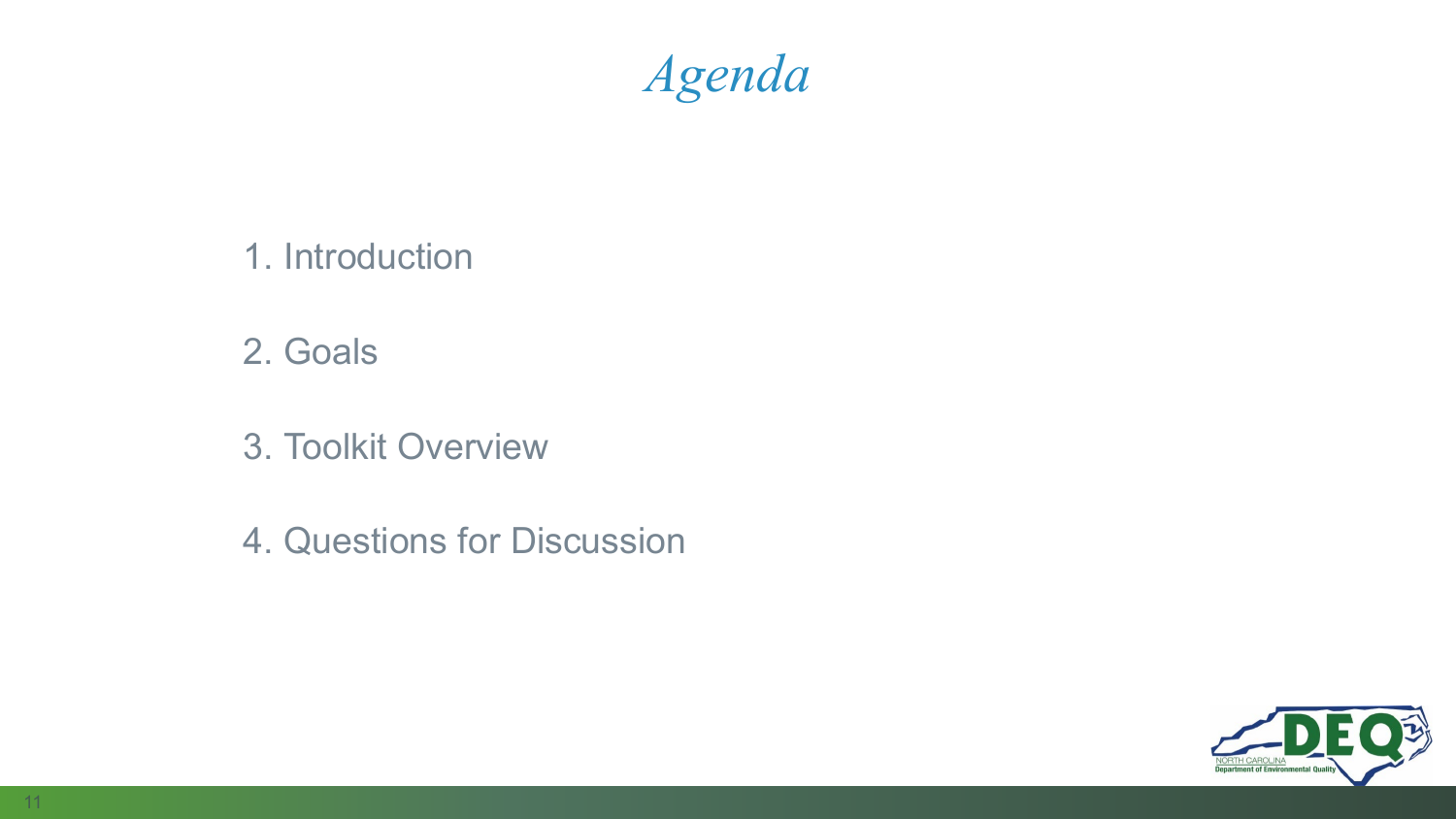# *Agenda*

1. Introduction

2. Goals

3. Toolkit Overview

4. Questions for Discussion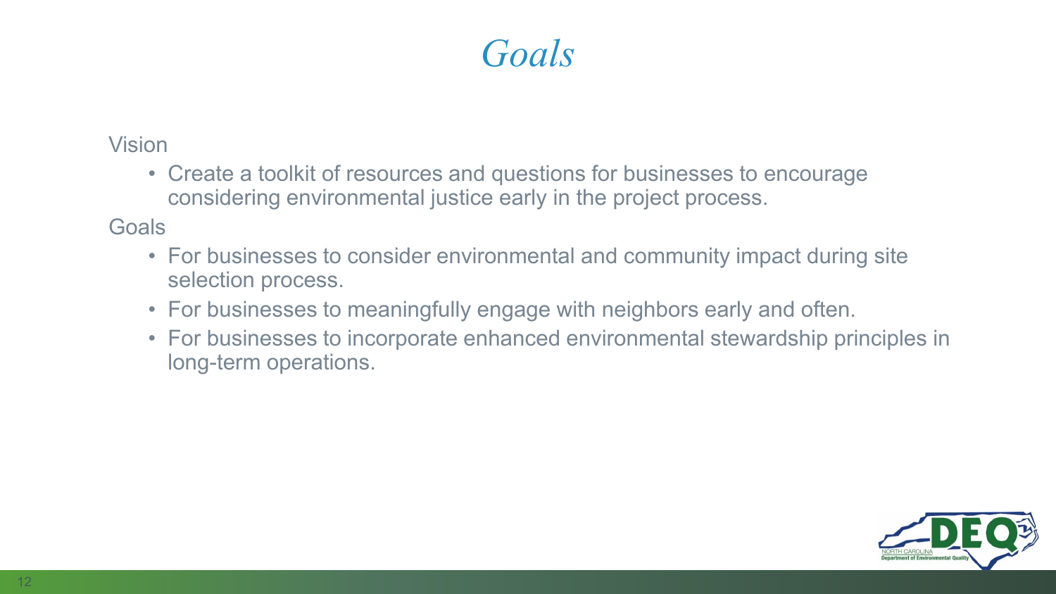# Goals

Vision

- Create a toolkit of resources and questions for businesses to encourage considering environmental justice early in the project process.

Goals

- For businesses to consider environmental and community impact during site selection process.
- For businesses to meaningfully engage with neighbors early and often.
- For businesses to incorporate enhanced environmental stewardship principles in long-term operations.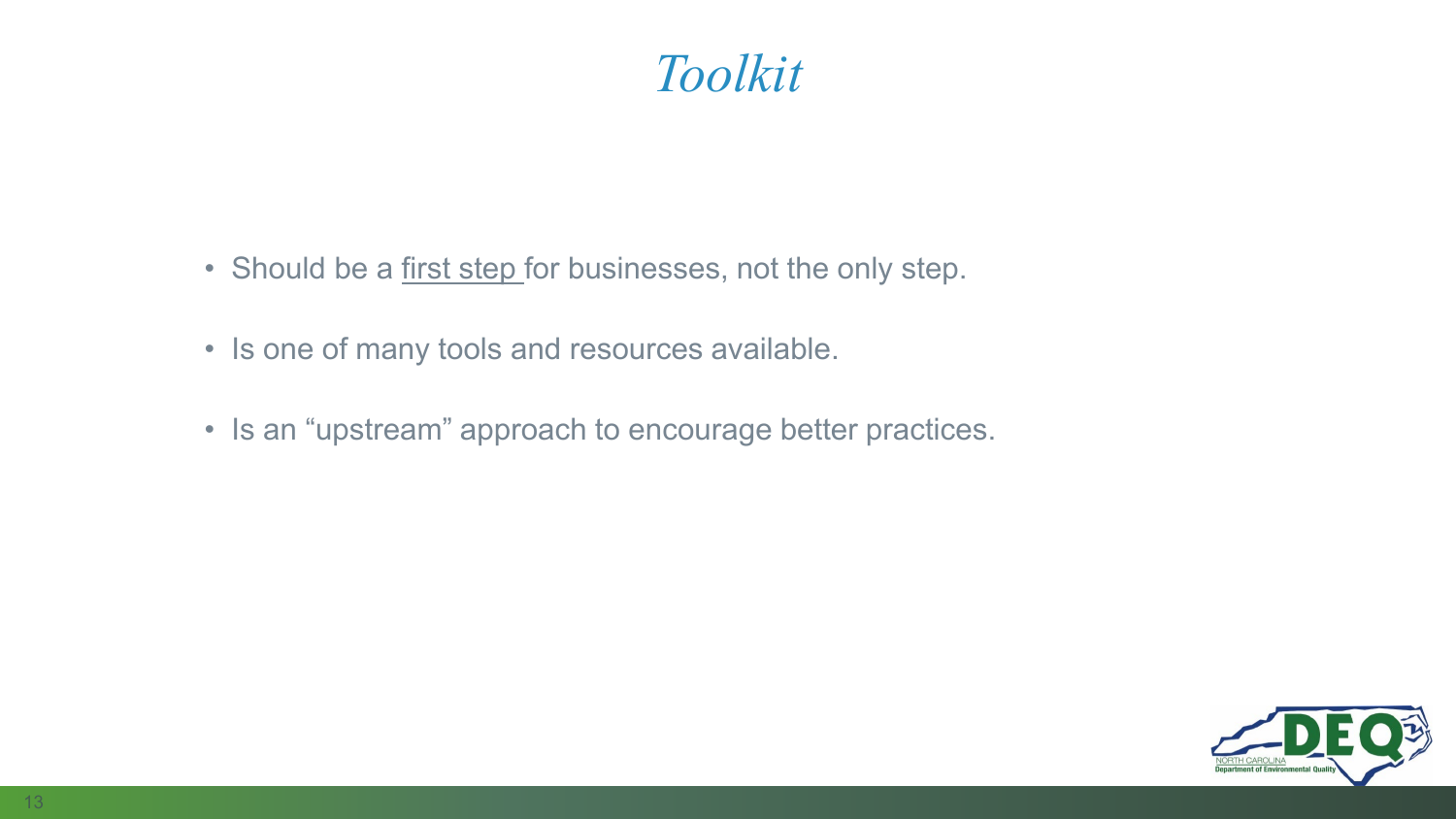# *Toolkit*

- Should be a <u>first step</u> for businesses, not the only step.
- Is one of many tools and resources available.
- Is an "upstream" approach to encourage better practices.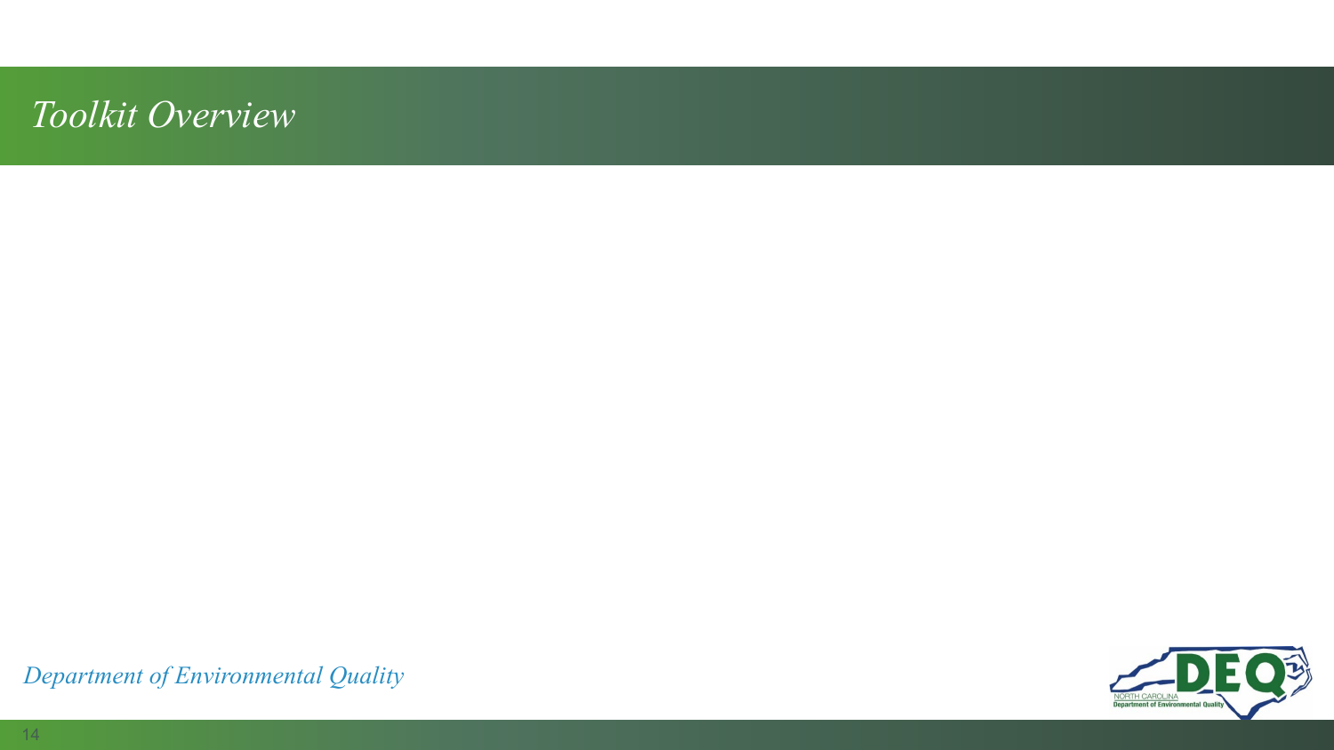# *Toolkit Overview*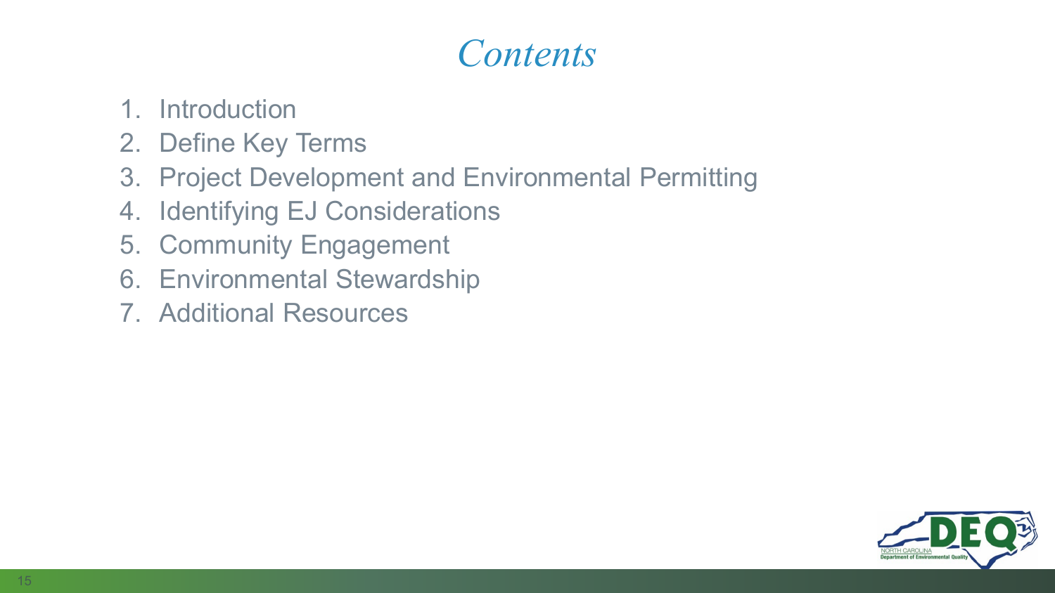# *Contents*

1. Introduction
2. Define Key Terms
3. Project Development and Environmental Permitting
4. Identifying EJ Considerations
5. Community Engagement
6. Environmental Stewardship
7. Additional Resources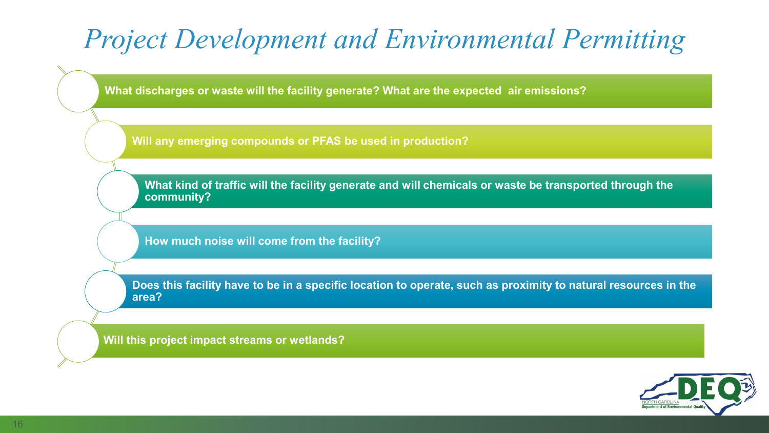# *Project Development and Environmental Permitting*

- **What discharges or waste will the facility generate? What are the expected air emissions?**
- **Will any emerging compounds or PFAS be used in production?**
- **What kind of traffic will the facility generate and will chemicals or waste be transported through the community?**
- **How much noise will come from the facility?**
- **Does this facility have to be in a specific location to operate, such as proximity to natural resources in the area?**
- **Will this project impact streams or wetlands?**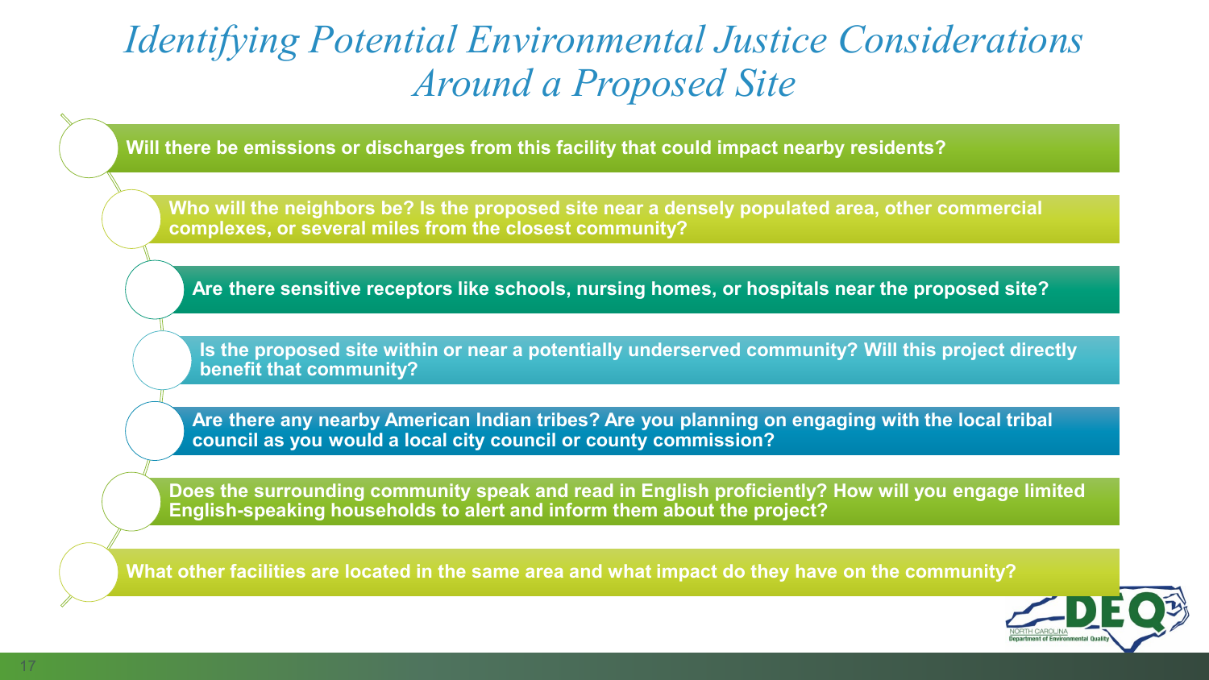# *Identifying Potential Environmental Justice Considerations Around a Proposed Site*

- **Will there be emissions or discharges from this facility that could impact nearby residents?**
- **Who will the neighbors be? Is the proposed site near a densely populated area, other commercial complexes, or several miles from the closest community?**
- **Are there sensitive receptors like schools, nursing homes, or hospitals near the proposed site?**
- **Is the proposed site within or near a potentially underserved community? Will this project directly benefit that community?**
- **Are there any nearby American Indian tribes? Are you planning on engaging with the local tribal council as you would a local city council or county commission?**
- **Does the surrounding community speak and read in English proficiently? How will you engage limited English-speaking households to alert and inform them about the project?**
- **What other facilities are located in the same area and what impact do they have on the community?**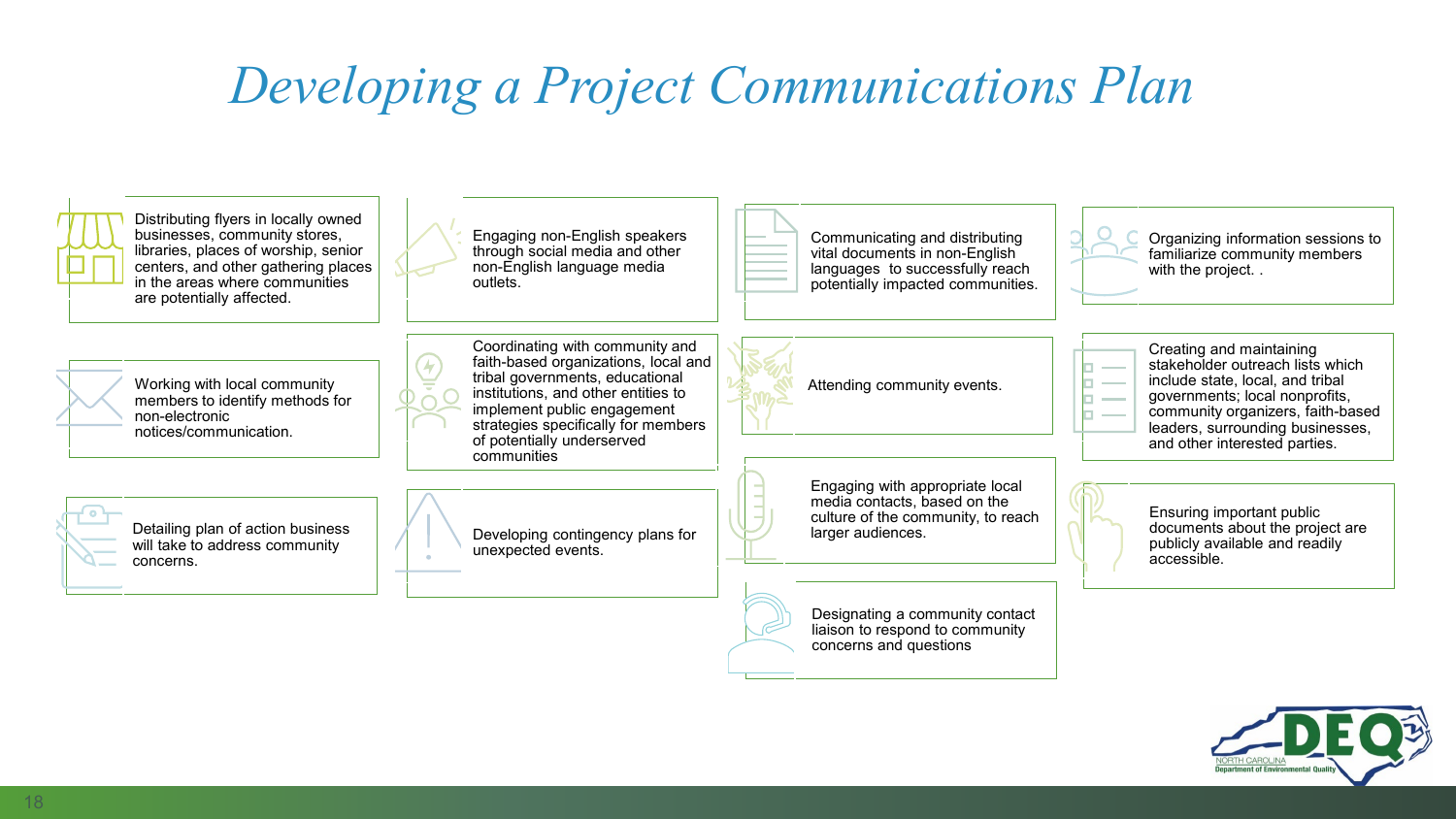# Developing a Project Communications Plan

- Distributing flyers in locally owned businesses, community stores, libraries, places of worship, senior centers, and other gathering places in the areas where communities are potentially affected.
- Working with local community members to identify methods for non-electronic notices/communication.
- Detailing plan of action business will take to address community concerns.
- Engaging non-English speakers through social media and other non-English language media outlets.
- Coordinating with community and faith-based organizations, local and tribal governments, educational institutions, and other entities to implement public engagement strategies specifically for members of potentially underserved communities
- Developing contingency plans for unexpected events.
- Communicating and distributing vital documents in non-English languages to successfully reach potentially impacted communities.
- Attending community events.
- Engaging with appropriate local media contacts, based on the culture of the community, to reach larger audiences.
- Designating a community contact liaison to respond to community concerns and questions
- Organizing information sessions to familiarize community members with the project. .
- Creating and maintaining stakeholder outreach lists which include state, local, and tribal governments; local nonprofits, community organizers, faith-based leaders, surrounding businesses, and other interested parties.
- Ensuring important public documents about the project are publicly available and readily accessible.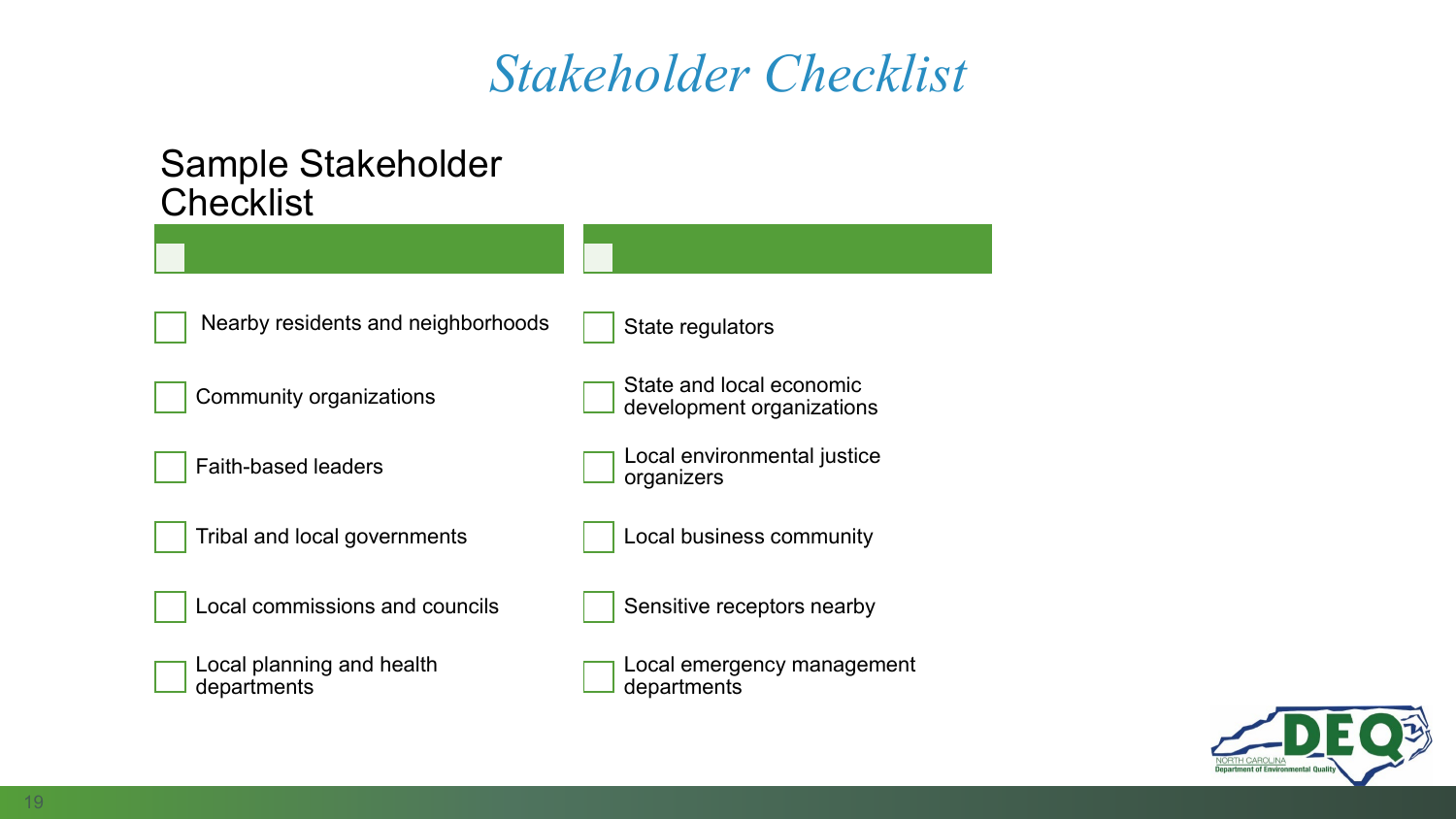# Stakeholder Checklist

## Sample Stakeholder Checklist

- [ ] Nearby residents and neighborhoods
- [ ] Community organizations
- [ ] Faith-based leaders
- [ ] Tribal and local governments
- [ ] Local commissions and councils
- [ ] Local planning and health departments
- [ ] State regulators
- [ ] State and local economic development organizations
- [ ] Local environmental justice organizers
- [ ] Local business community
- [ ] Sensitive receptors nearby
- [ ] Local emergency management departments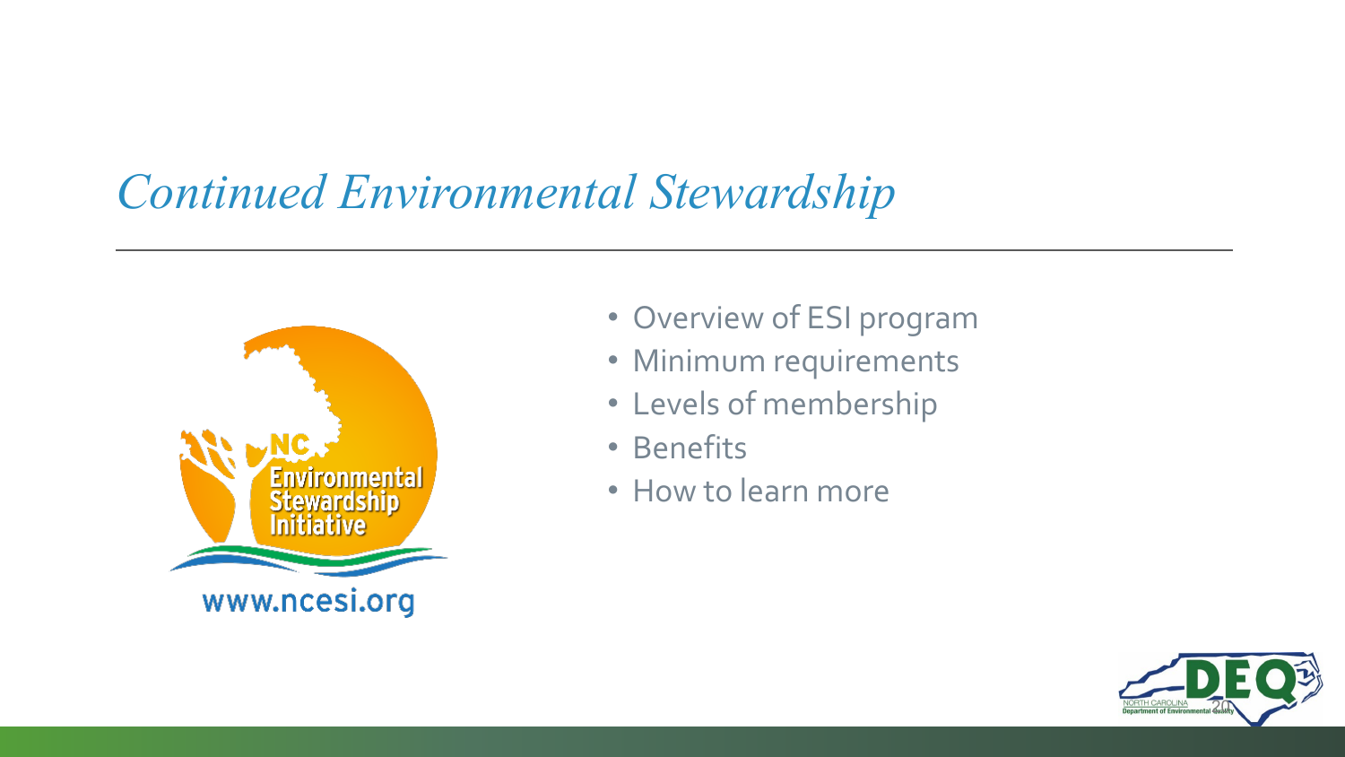# *Continued Environmental Stewardship*

NC Environmental Stewardship Initiative

www.ncesi.org

- Overview of ESI program
- Minimum requirements
- Levels of membership
- Benefits
- How to learn more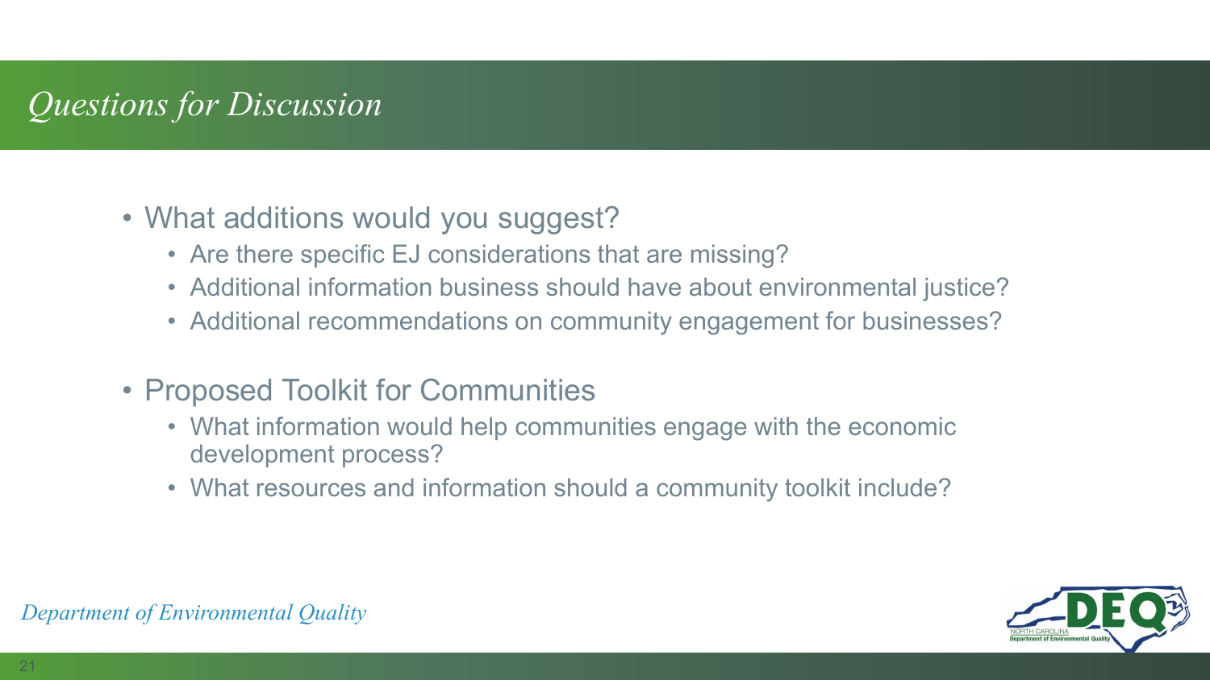# Questions for Discussion

- What additions would you suggest?
  - Are there specific EJ considerations that are missing?
  - Additional information business should have about environmental justice?
  - Additional recommendations on community engagement for businesses?
- Proposed Toolkit for Communities
  - What information would help communities engage with the economic development process?
  - What resources and information should a community toolkit include?